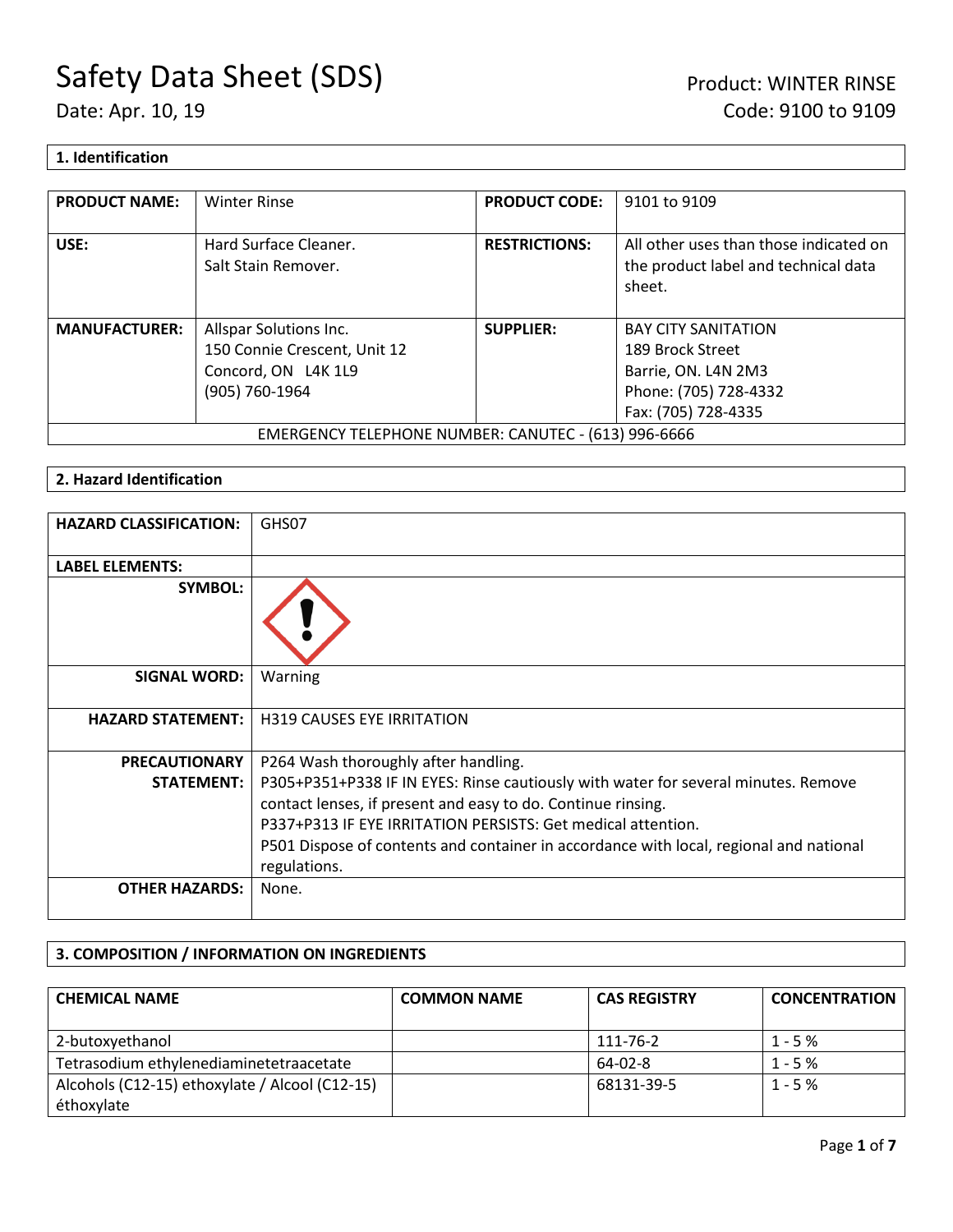# Safety Data Sheet (SDS)

Date: Apr. 10, 19

Product: WINTER RINSE
Code: 9100 to 9109

## 1. Identification

| PRODUCT NAME: | Winter Rinse | PRODUCT CODE: | 9101 to 9109 |
|---|---|---|---|
| USE: | Hard Surface Cleaner.<br>Salt Stain Remover. | RESTRICTIONS: | All other uses than those indicated on the product label and technical data sheet. |
| MANUFACTURER: | Allspar Solutions Inc.<br>150 Connie Crescent, Unit 12<br>Concord, ON L4K 1L9<br>(905) 760-1964 | SUPPLIER: | BAY CITY SANITATION<br>189 Brock Street<br>Barrie, ON. L4N 2M3<br>Phone: (705) 728-4332<br>Fax: (705) 728-4335 |
| EMERGENCY TELEPHONE NUMBER: CANUTEC - (613) 996-6666 | | | |

## 2. Hazard Identification

| HAZARD CLASSIFICATION: | GHS07 |
|---|---|
| LABEL ELEMENTS: | |
| SYMBOL: | |
| SIGNAL WORD: | Warning |
| HAZARD STATEMENT: | H319 CAUSES EYE IRRITATION |
| PRECAUTIONARY STATEMENT: | P264 Wash thoroughly after handling.<br>P305+P351+P338 IF IN EYES: Rinse cautiously with water for several minutes. Remove contact lenses, if present and easy to do. Continue rinsing.<br>P337+P313 IF EYE IRRITATION PERSISTS: Get medical attention.<br>P501 Dispose of contents and container in accordance with local, regional and national regulations. |
| OTHER HAZARDS: | None. |

## 3. COMPOSITION / INFORMATION ON INGREDIENTS

| CHEMICAL NAME | COMMON NAME | CAS REGISTRY | CONCENTRATION |
|---|---|---|---|
| 2-butoxyethanol | | 111-76-2 | 1 - 5 % |
| Tetrasodium ethylenediaminetetraacetate | | 64-02-8 | 1 - 5 % |
| Alcohols (C12-15) ethoxylate / Alcool (C12-15) éthoxylate | | 68131-39-5 | 1 - 5 % |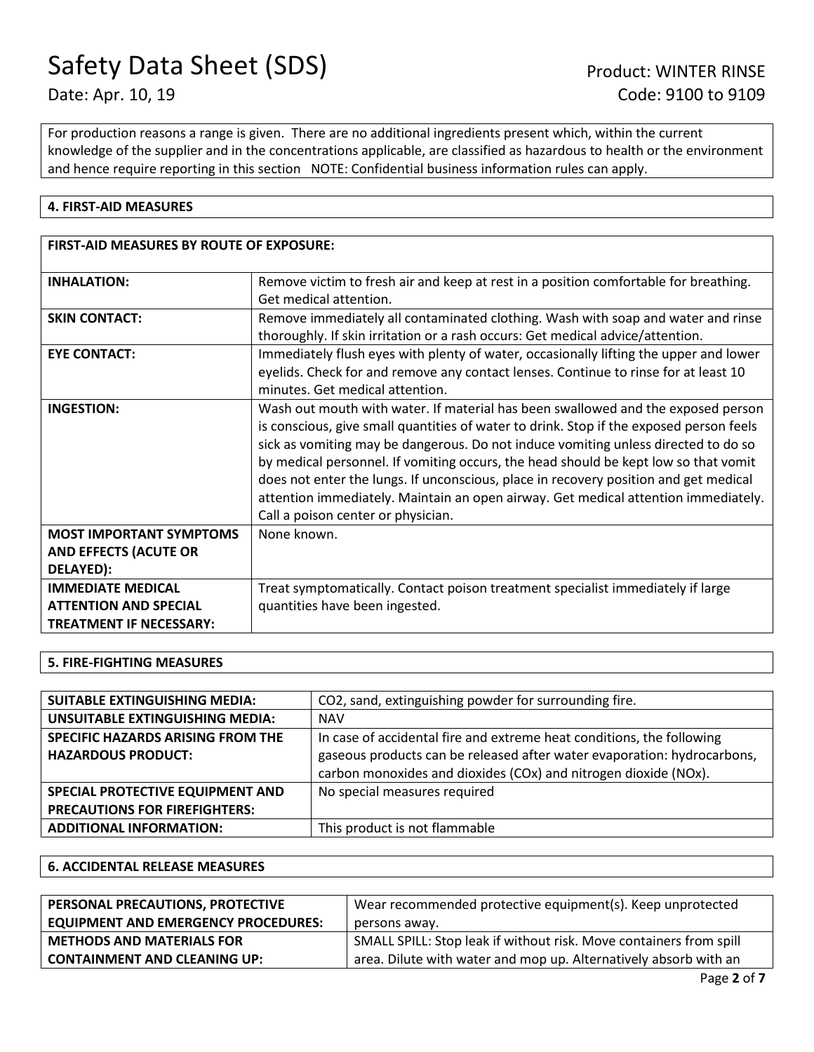For production reasons a range is given. There are no additional ingredients present which, within the current knowledge of the supplier and in the concentrations applicable, are classified as hazardous to health or the environment and hence require reporting in this section NOTE: Confidential business information rules can apply.

## 4. FIRST-AID MEASURES

| FIRST-AID MEASURES BY ROUTE OF EXPOSURE: | |
|---|---|
| **INHALATION:** | Remove victim to fresh air and keep at rest in a position comfortable for breathing. Get medical attention. |
| **SKIN CONTACT:** | Remove immediately all contaminated clothing. Wash with soap and water and rinse thoroughly. If skin irritation or a rash occurs: Get medical advice/attention. |
| **EYE CONTACT:** | Immediately flush eyes with plenty of water, occasionally lifting the upper and lower eyelids. Check for and remove any contact lenses. Continue to rinse for at least 10 minutes. Get medical attention. |
| **INGESTION:** | Wash out mouth with water. If material has been swallowed and the exposed person is conscious, give small quantities of water to drink. Stop if the exposed person feels sick as vomiting may be dangerous. Do not induce vomiting unless directed to do so by medical personnel. If vomiting occurs, the head should be kept low so that vomit does not enter the lungs. If unconscious, place in recovery position and get medical attention immediately. Maintain an open airway. Get medical attention immediately. Call a poison center or physician. |
| **MOST IMPORTANT SYMPTOMS AND EFFECTS (ACUTE OR DELAYED):** | None known. |
| **IMMEDIATE MEDICAL ATTENTION AND SPECIAL TREATMENT IF NECESSARY:** | Treat symptomatically. Contact poison treatment specialist immediately if large quantities have been ingested. |

## 5. FIRE-FIGHTING MEASURES

| | |
|---|---|
| **SUITABLE EXTINGUISHING MEDIA:** | $CO_2$, sand, extinguishing powder for surrounding fire. |
| **UNSUITABLE EXTINGUISHING MEDIA:** | NAV |
| **SPECIFIC HAZARDS ARISING FROM THE HAZARDOUS PRODUCT:** | In case of accidental fire and extreme heat conditions, the following gaseous products can be released after water evaporation: hydrocarbons, carbon monoxides and dioxides ($CO_x$) and nitrogen dioxide ($NO_x$). |
| **SPECIAL PROTECTIVE EQUIPMENT AND PRECAUTIONS FOR FIREFIGHTERS:** | No special measures required |
| **ADDITIONAL INFORMATION:** | This product is not flammable |

## 6. ACCIDENTAL RELEASE MEASURES

| | |
|---|---|
| **PERSONAL PRECAUTIONS, PROTECTIVE EQUIPMENT AND EMERGENCY PROCEDURES:** | Wear recommended protective equipment(s). Keep unprotected persons away. |
| **METHODS AND MATERIALS FOR CONTAINMENT AND CLEANING UP:** | SMALL SPILL: Stop leak if without risk. Move containers from spill area. Dilute with water and mop up. Alternatively absorb with an |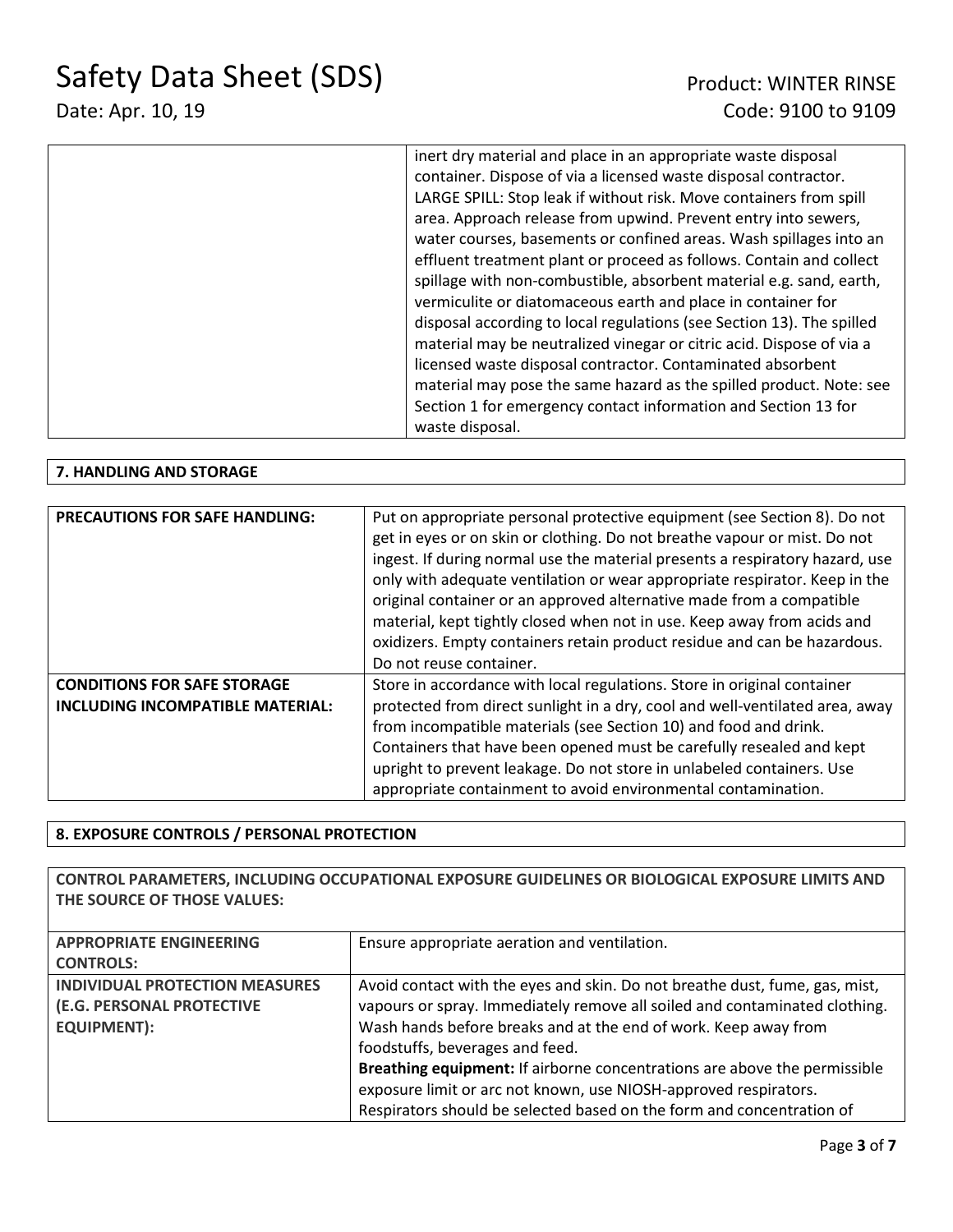| | |
|---|---|
| | inert dry material and place in an appropriate waste disposal container. Dispose of via a licensed waste disposal contractor. LARGE SPILL: Stop leak if without risk. Move containers from spill area. Approach release from upwind. Prevent entry into sewers, water courses, basements or confined areas. Wash spillages into an effluent treatment plant or proceed as follows. Contain and collect spillage with non-combustible, absorbent material e.g. sand, earth, vermiculite or diatomaceous earth and place in container for disposal according to local regulations (see Section 13). The spilled material may be neutralized vinegar or citric acid. Dispose of via a licensed waste disposal contractor. Contaminated absorbent material may pose the same hazard as the spilled product. Note: see Section 1 for emergency contact information and Section 13 for waste disposal. |

## 7. HANDLING AND STORAGE

| | |
|---|---|
| **PRECAUTIONS FOR SAFE HANDLING:** | Put on appropriate personal protective equipment (see Section 8). Do not get in eyes or on skin or clothing. Do not breathe vapour or mist. Do not ingest. If during normal use the material presents a respiratory hazard, use only with adequate ventilation or wear appropriate respirator. Keep in the original container or an approved alternative made from a compatible material, kept tightly closed when not in use. Keep away from acids and oxidizers. Empty containers retain product residue and can be hazardous. Do not reuse container. |
| **CONDITIONS FOR SAFE STORAGE INCLUDING INCOMPATIBLE MATERIAL:** | Store in accordance with local regulations. Store in original container protected from direct sunlight in a dry, cool and well-ventilated area, away from incompatible materials (see Section 10) and food and drink. Containers that have been opened must be carefully resealed and kept upright to prevent leakage. Do not store in unlabeled containers. Use appropriate containment to avoid environmental contamination. |

## 8. EXPOSURE CONTROLS / PERSONAL PROTECTION

**CONTROL PARAMETERS, INCLUDING OCCUPATIONAL EXPOSURE GUIDELINES OR BIOLOGICAL EXPOSURE LIMITS AND THE SOURCE OF THOSE VALUES:**

| | |
|---|---|
| **APPROPRIATE ENGINEERING CONTROLS:** | Ensure appropriate aeration and ventilation. |
| **INDIVIDUAL PROTECTION MEASURES (E.G. PERSONAL PROTECTIVE EQUIPMENT):** | Avoid contact with the eyes and skin. Do not breathe dust, fume, gas, mist, vapours or spray. Immediately remove all soiled and contaminated clothing. Wash hands before breaks and at the end of work. Keep away from foodstuffs, beverages and feed.<br>**Breathing equipment:** If airborne concentrations are above the permissible exposure limit or arc not known, use NIOSH-approved respirators. Respirators should be selected based on the form and concentration of |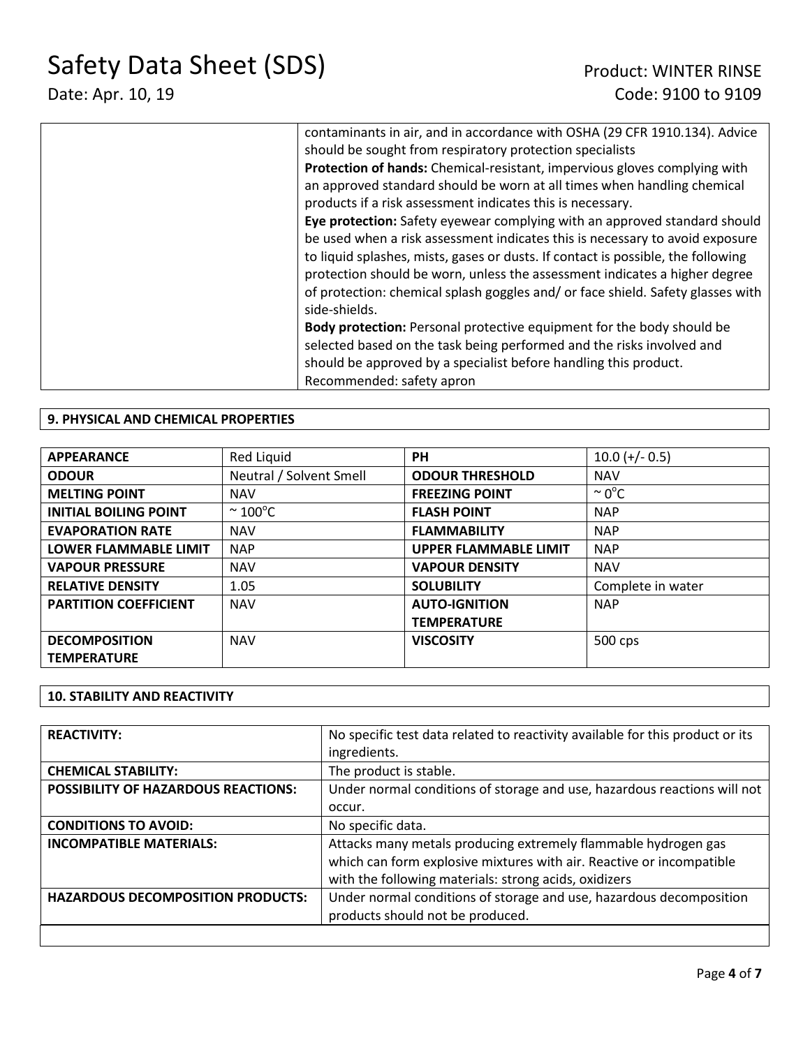| | |
|---|---|
| | contaminants in air, and in accordance with OSHA (29 CFR 1910.134). Advice should be sought from respiratory protection specialists<br>**Protection of hands:** Chemical-resistant, impervious gloves complying with an approved standard should be worn at all times when handling chemical products if a risk assessment indicates this is necessary.<br>**Eye protection:** Safety eyewear complying with an approved standard should be used when a risk assessment indicates this is necessary to avoid exposure to liquid splashes, mists, gases or dusts. If contact is possible, the following protection should be worn, unless the assessment indicates a higher degree of protection: chemical splash goggles and/ or face shield. Safety glasses with side-shields.<br>**Body protection:** Personal protective equipment for the body should be selected based on the task being performed and the risks involved and should be approved by a specialist before handling this product. Recommended: safety apron |

## 9. PHYSICAL AND CHEMICAL PROPERTIES

| | | | |
|---|---|---|---|
| **APPEARANCE** | Red Liquid | **PH** | 10.0 (+/- 0.5) |
| **ODOUR** | Neutral / Solvent Smell | **ODOUR THRESHOLD** | NAV |
| **MELTING POINT** | NAV | **FREEZING POINT** | ~ 0°C |
| **INITIAL BOILING POINT** | ~ 100°C | **FLASH POINT** | NAP |
| **EVAPORATION RATE** | NAV | **FLAMMABILITY** | NAP |
| **LOWER FLAMMABLE LIMIT** | NAP | **UPPER FLAMMABLE LIMIT** | NAP |
| **VAPOUR PRESSURE** | NAV | **VAPOUR DENSITY** | NAV |
| **RELATIVE DENSITY** | 1.05 | **SOLUBILITY** | Complete in water |
| **PARTITION COEFFICIENT** | NAV | **AUTO-IGNITION TEMPERATURE** | NAP |
| **DECOMPOSITION TEMPERATURE** | NAV | **VISCOSITY** | 500 cps |

## 10. STABILITY AND REACTIVITY

| | |
|---|---|
| **REACTIVITY:** | No specific test data related to reactivity available for this product or its ingredients. |
| **CHEMICAL STABILITY:** | The product is stable. |
| **POSSIBILITY OF HAZARDOUS REACTIONS:** | Under normal conditions of storage and use, hazardous reactions will not occur. |
| **CONDITIONS TO AVOID:** | No specific data. |
| **INCOMPATIBLE MATERIALS:** | Attacks many metals producing extremely flammable hydrogen gas which can form explosive mixtures with air. Reactive or incompatible with the following materials: strong acids, oxidizers |
| **HAZARDOUS DECOMPOSITION PRODUCTS:** | Under normal conditions of storage and use, hazardous decomposition products should not be produced. |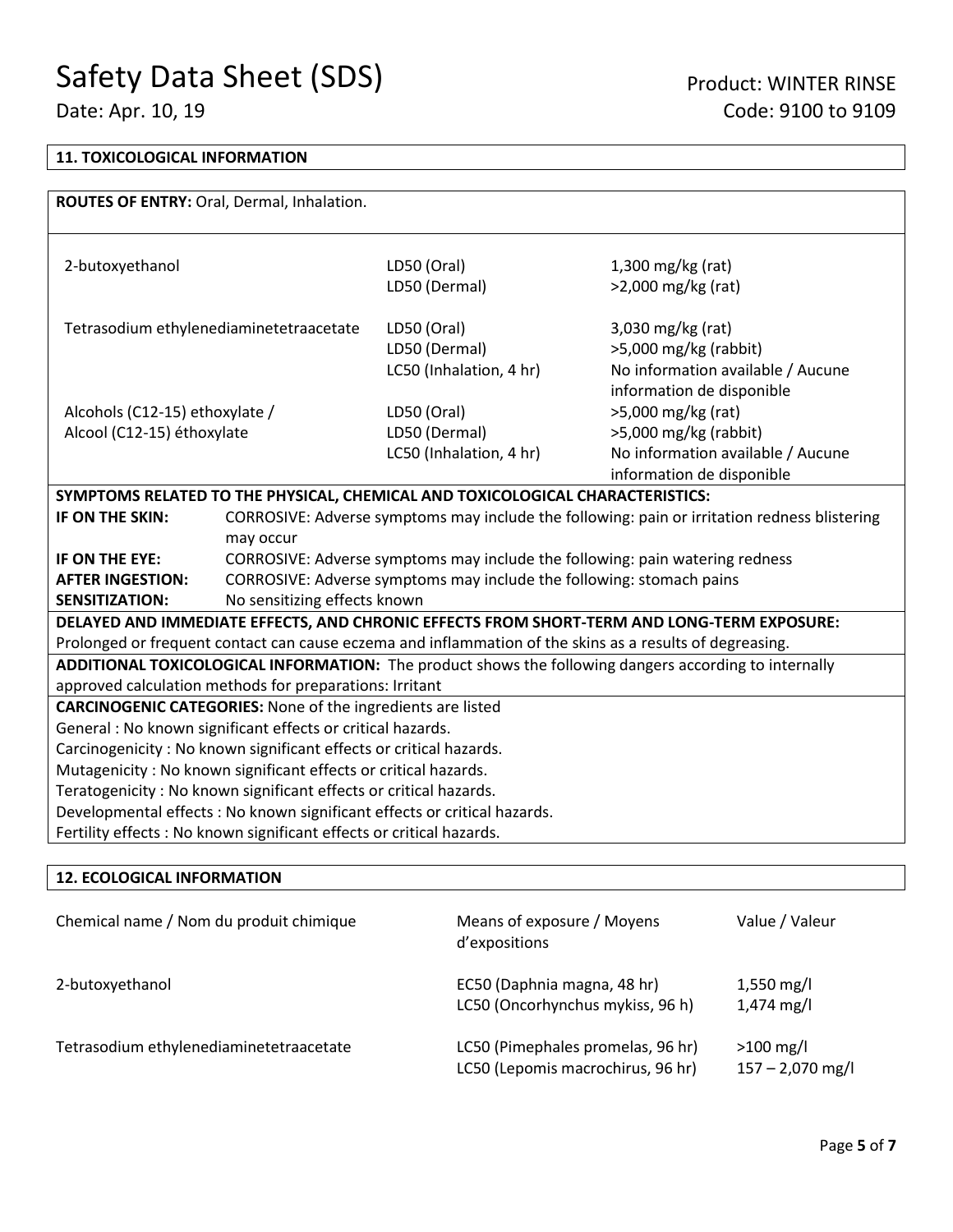## 11. TOXICOLOGICAL INFORMATION

**ROUTES OF ENTRY:** Oral, Dermal, Inhalation.

| Chemical | Test | Value |
|---|---|---|
| 2-butoxyethanol | LD50 (Oral) | 1,300 mg/kg (rat) |
| | LD50 (Dermal) | >2,000 mg/kg (rat) |
| Tetrasodium ethylenediaminetetraacetate | LD50 (Oral) | 3,030 mg/kg (rat) |
| | LD50 (Dermal) | >5,000 mg/kg (rabbit) |
| | LC50 (Inhalation, 4 hr) | No information available / Aucune information de disponible |
| Alcohols (C12-15) ethoxylate / Alcool (C12-15) éthoxylate | LD50 (Oral) | >5,000 mg/kg (rat) |
| | LD50 (Dermal) | >5,000 mg/kg (rabbit) |
| | LC50 (Inhalation, 4 hr) | No information available / Aucune information de disponible |

**SYMPTOMS RELATED TO THE PHYSICAL, CHEMICAL AND TOXICOLOGICAL CHARACTERISTICS:**

**IF ON THE SKIN:** CORROSIVE: Adverse symptoms may include the following: pain or irritation redness blistering may occur

**IF ON THE EYE:** CORROSIVE: Adverse symptoms may include the following: pain watering redness

**AFTER INGESTION:** CORROSIVE: Adverse symptoms may include the following: stomach pains

**SENSITIZATION:** No sensitizing effects known

**DELAYED AND IMMEDIATE EFFECTS, AND CHRONIC EFFECTS FROM SHORT-TERM AND LONG-TERM EXPOSURE:**
Prolonged or frequent contact can cause eczema and inflammation of the skins as a results of degreasing.

**ADDITIONAL TOXICOLOGICAL INFORMATION:** The product shows the following dangers according to internally approved calculation methods for preparations: Irritant

**CARCINOGENIC CATEGORIES:** None of the ingredients are listed

General : No known significant effects or critical hazards.
Carcinogenicity : No known significant effects or critical hazards.
Mutagenicity : No known significant effects or critical hazards.
Teratogenicity : No known significant effects or critical hazards.
Developmental effects : No known significant effects or critical hazards.
Fertility effects : No known significant effects or critical hazards.

## 12. ECOLOGICAL INFORMATION

| Chemical name / Nom du produit chimique | Means of exposure / Moyens d'expositions | Value / Valeur |
|---|---|---|
| 2-butoxyethanol | EC50 (Daphnia magna, 48 hr) | 1,550 mg/l |
| | LC50 (Oncorhynchus mykiss, 96 h) | 1,474 mg/l |
| Tetrasodium ethylenediaminetetraacetate | LC50 (Pimephales promelas, 96 hr) | >100 mg/l |
| | LC50 (Lepomis macrochirus, 96 hr) | 157 – 2,070 mg/l |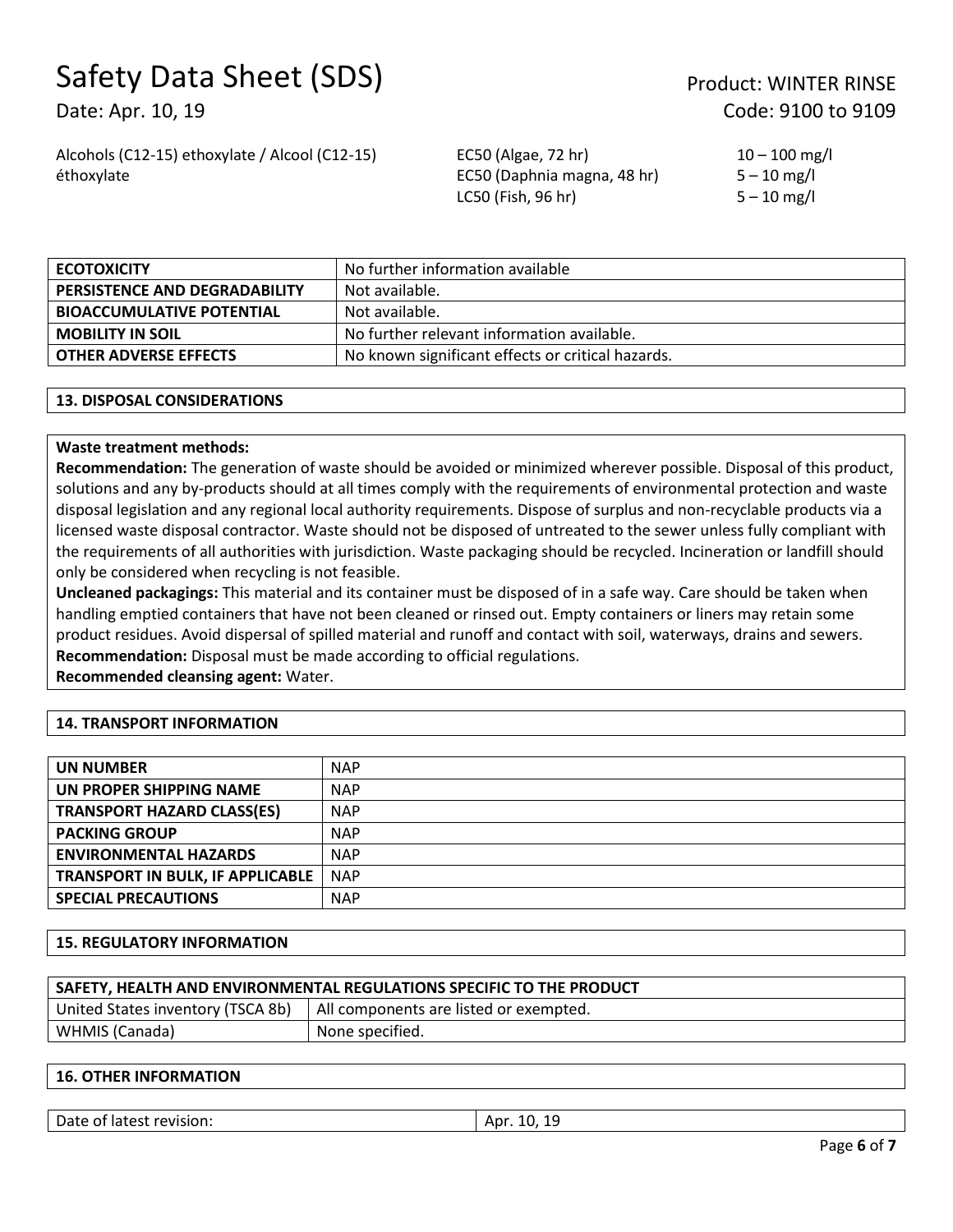| | | |
|---|---|---|
| Alcohols (C12-15) ethoxylate / Alcool (C12-15) éthoxylate | EC50 (Algae, 72 hr) | 10 – 100 mg/l |
| | EC50 (Daphnia magna, 48 hr) | 5 – 10 mg/l |
| | LC50 (Fish, 96 hr) | 5 – 10 mg/l |

| | |
|---|---|
| **ECOTOXICITY** | No further information available |
| **PERSISTENCE AND DEGRADABILITY** | Not available. |
| **BIOACCUMULATIVE POTENTIAL** | Not available. |
| **MOBILITY IN SOIL** | No further relevant information available. |
| **OTHER ADVERSE EFFECTS** | No known significant effects or critical hazards. |

## 13. DISPOSAL CONSIDERATIONS

**Waste treatment methods:**

**Recommendation:** The generation of waste should be avoided or minimized wherever possible. Disposal of this product, solutions and any by-products should at all times comply with the requirements of environmental protection and waste disposal legislation and any regional local authority requirements. Dispose of surplus and non-recyclable products via a licensed waste disposal contractor. Waste should not be disposed of untreated to the sewer unless fully compliant with the requirements of all authorities with jurisdiction. Waste packaging should be recycled. Incineration or landfill should only be considered when recycling is not feasible.

**Uncleaned packagings:** This material and its container must be disposed of in a safe way. Care should be taken when handling emptied containers that have not been cleaned or rinsed out. Empty containers or liners may retain some product residues. Avoid dispersal of spilled material and runoff and contact with soil, waterways, drains and sewers.

**Recommendation:** Disposal must be made according to official regulations.

**Recommended cleansing agent:** Water.

## 14. TRANSPORT INFORMATION

| | |
|---|---|
| **UN NUMBER** | NAP |
| **UN PROPER SHIPPING NAME** | NAP |
| **TRANSPORT HAZARD CLASS(ES)** | NAP |
| **PACKING GROUP** | NAP |
| **ENVIRONMENTAL HAZARDS** | NAP |
| **TRANSPORT IN BULK, IF APPLICABLE** | NAP |
| **SPECIAL PRECAUTIONS** | NAP |

## 15. REGULATORY INFORMATION

| **SAFETY, HEALTH AND ENVIRONMENTAL REGULATIONS SPECIFIC TO THE PRODUCT** | |
|---|---|
| United States inventory (TSCA 8b) | All components are listed or exempted. |
| WHMIS (Canada) | None specified. |

## 16. OTHER INFORMATION

| | |
|---|---|
| Date of latest revision: | Apr. 10, 19 |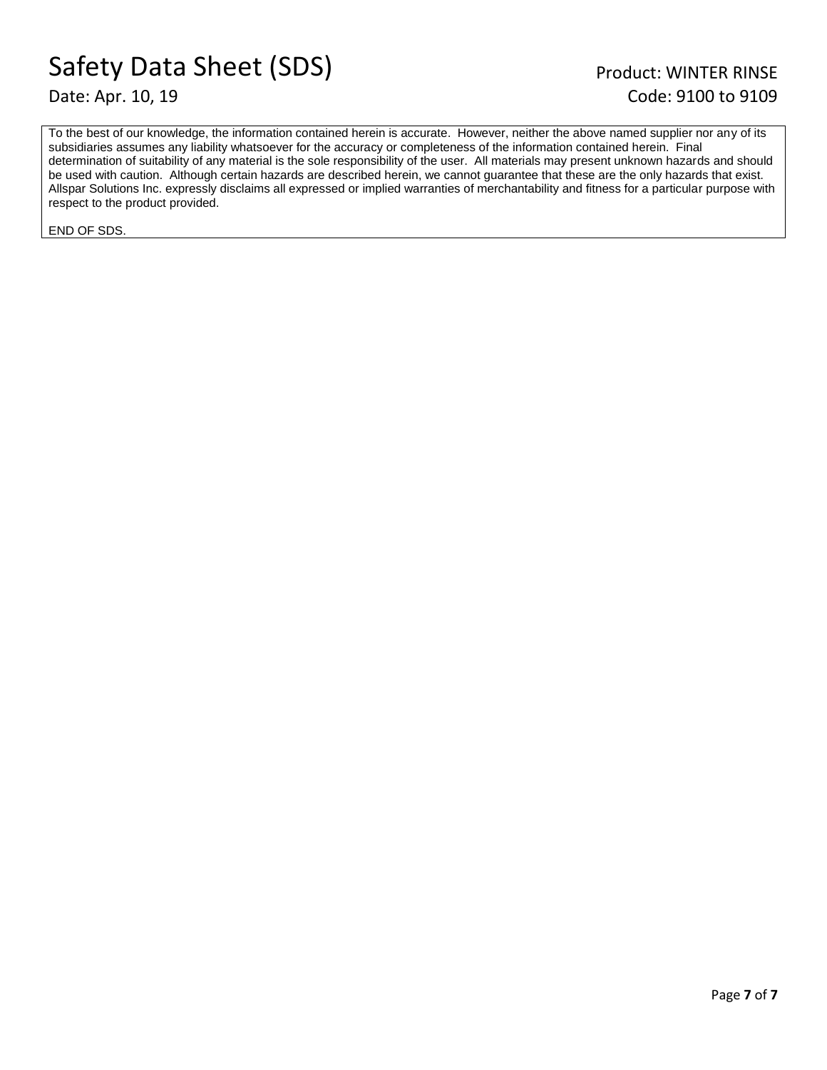To the best of our knowledge, the information contained herein is accurate. However, neither the above named supplier nor any of its subsidiaries assumes any liability whatsoever for the accuracy or completeness of the information contained herein. Final determination of suitability of any material is the sole responsibility of the user. All materials may present unknown hazards and should be used with caution. Although certain hazards are described herein, we cannot guarantee that these are the only hazards that exist. Allspar Solutions Inc. expressly disclaims all expressed or implied warranties of merchantability and fitness for a particular purpose with respect to the product provided.

END OF SDS.